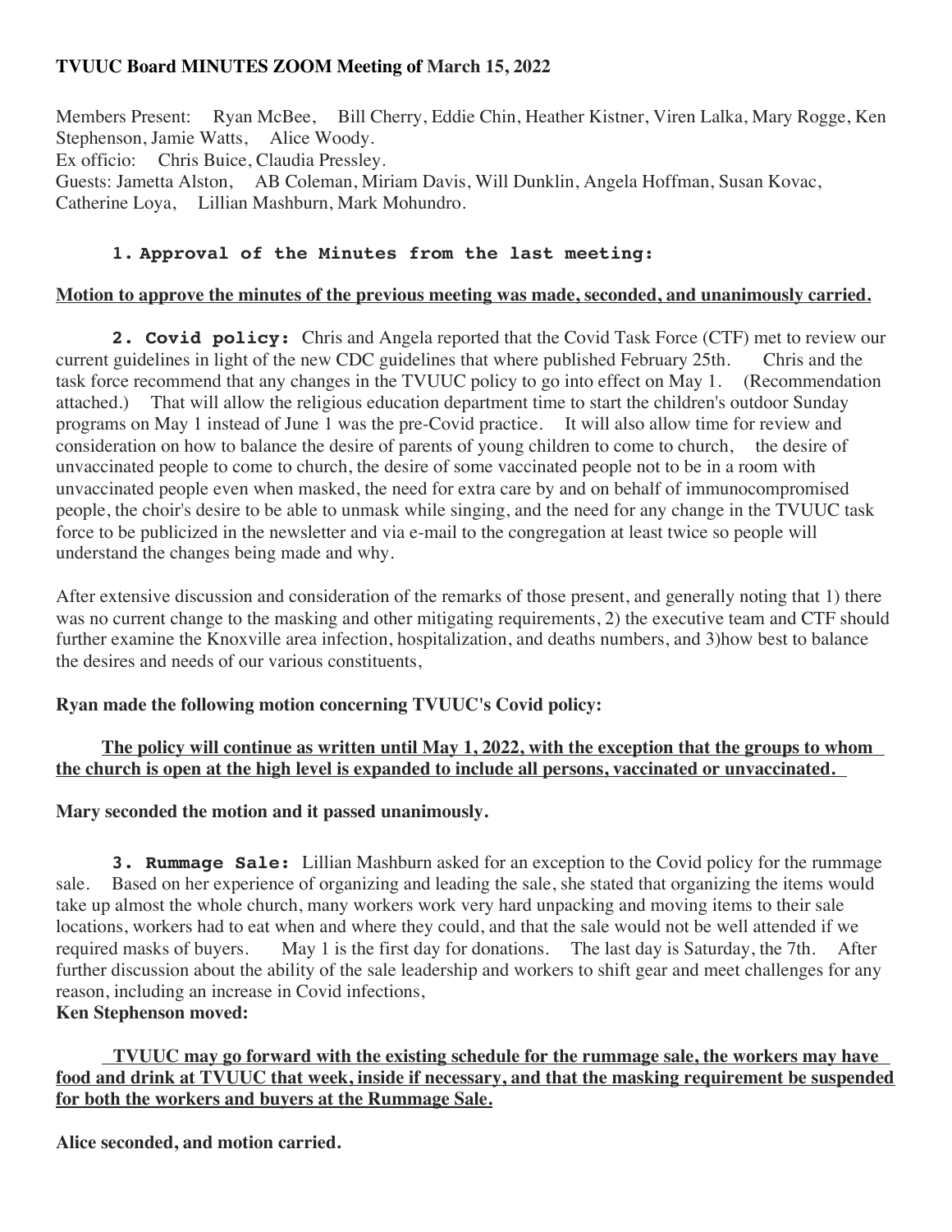**TVUUC Board MINUTES ZOOM Meeting of March 15, 2022**

Members Present: Ryan McBee, Bill Cherry, Eddie Chin, Heather Kistner, Viren Lalka, Mary Rogge, Ken Stephenson, Jamie Watts, Alice Woody.
Ex officio: Chris Buice, Claudia Pressley.
Guests: Jametta Alston, AB Coleman, Miriam Davis, Will Dunklin, Angela Hoffman, Susan Kovac, Catherine Loya, Lillian Mashburn, Mark Mohundro.

1. **Approval of the Minutes from the last meeting:**

**Motion to approve the minutes of the previous meeting was made, seconded, and unanimously carried.**

**2. Covid policy:** Chris and Angela reported that the Covid Task Force (CTF) met to review our current guidelines in light of the new CDC guidelines that where published February 25th. Chris and the task force recommend that any changes in the TVUUC policy to go into effect on May 1. (Recommendation attached.) That will allow the religious education department time to start the children's outdoor Sunday programs on May 1 instead of June 1 was the pre-Covid practice. It will also allow time for review and consideration on how to balance the desire of parents of young children to come to church, the desire of unvaccinated people to come to church, the desire of some vaccinated people not to be in a room with unvaccinated people even when masked, the need for extra care by and on behalf of immunocompromised people, the choir's desire to be able to unmask while singing, and the need for any change in the TVUUC task force to be publicized in the newsletter and via e-mail to the congregation at least twice so people will understand the changes being made and why.

After extensive discussion and consideration of the remarks of those present, and generally noting that 1) there was no current change to the masking and other mitigating requirements, 2) the executive team and CTF should further examine the Knoxville area infection, hospitalization, and deaths numbers, and 3)how best to balance the desires and needs of our various constituents,

**Ryan made the following motion concerning TVUUC's Covid policy:**

**The policy will continue as written until May 1, 2022, with the exception that the groups to whom the church is open at the high level is expanded to include all persons, vaccinated or unvaccinated.**

**Mary seconded the motion and it passed unanimously.**

**3. Rummage Sale:** Lillian Mashburn asked for an exception to the Covid policy for the rummage sale. Based on her experience of organizing and leading the sale, she stated that organizing the items would take up almost the whole church, many workers work very hard unpacking and moving items to their sale locations, workers had to eat when and where they could, and that the sale would not be well attended if we required masks of buyers. May 1 is the first day for donations. The last day is Saturday, the 7th. After further discussion about the ability of the sale leadership and workers to shift gear and meet challenges for any reason, including an increase in Covid infections,
**Ken Stephenson moved:**

**TVUUC may go forward with the existing schedule for the rummage sale, the workers may have food and drink at TVUUC that week, inside if necessary, and that the masking requirement be suspended for both the workers and buyers at the Rummage Sale.**

**Alice seconded, and motion carried.**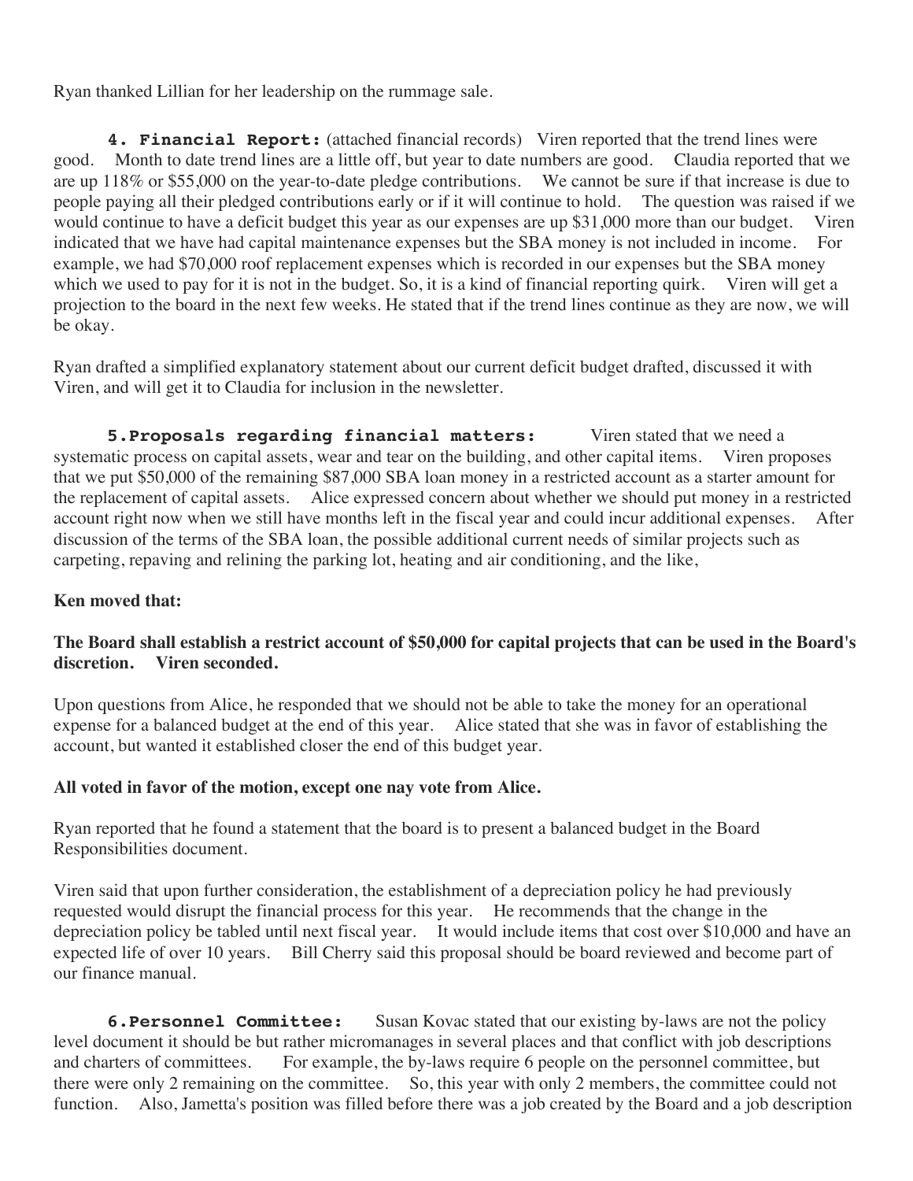Ryan thanked Lillian for her leadership on the rummage sale.

**4. Financial Report:** (attached financial records) Viren reported that the trend lines were good. Month to date trend lines are a little off, but year to date numbers are good. Claudia reported that we are up 118% or $55,000 on the year-to-date pledge contributions. We cannot be sure if that increase is due to people paying all their pledged contributions early or if it will continue to hold. The question was raised if we would continue to have a deficit budget this year as our expenses are up $31,000 more than our budget. Viren indicated that we have had capital maintenance expenses but the SBA money is not included in income. For example, we had $70,000 roof replacement expenses which is recorded in our expenses but the SBA money which we used to pay for it is not in the budget. So, it is a kind of financial reporting quirk. Viren will get a projection to the board in the next few weeks. He stated that if the trend lines continue as they are now, we will be okay.

Ryan drafted a simplified explanatory statement about our current deficit budget drafted, discussed it with Viren, and will get it to Claudia for inclusion in the newsletter.

**5.Proposals regarding financial matters:** Viren stated that we need a systematic process on capital assets, wear and tear on the building, and other capital items. Viren proposes that we put $50,000 of the remaining $87,000 SBA loan money in a restricted account as a starter amount for the replacement of capital assets. Alice expressed concern about whether we should put money in a restricted account right now when we still have months left in the fiscal year and could incur additional expenses. After discussion of the terms of the SBA loan, the possible additional current needs of similar projects such as carpeting, repaving and relining the parking lot, heating and air conditioning, and the like,

**Ken moved that:**

**The Board shall establish a restrict account of $50,000 for capital projects that can be used in the Board's discretion. Viren seconded.**

Upon questions from Alice, he responded that we should not be able to take the money for an operational expense for a balanced budget at the end of this year. Alice stated that she was in favor of establishing the account, but wanted it established closer the end of this budget year.

**All voted in favor of the motion, except one nay vote from Alice.**

Ryan reported that he found a statement that the board is to present a balanced budget in the Board Responsibilities document.

Viren said that upon further consideration, the establishment of a depreciation policy he had previously requested would disrupt the financial process for this year. He recommends that the change in the depreciation policy be tabled until next fiscal year. It would include items that cost over $10,000 and have an expected life of over 10 years. Bill Cherry said this proposal should be board reviewed and become part of our finance manual.

**6.Personnel Committee:** Susan Kovac stated that our existing by-laws are not the policy level document it should be but rather micromanages in several places and that conflict with job descriptions and charters of committees. For example, the by-laws require 6 people on the personnel committee, but there were only 2 remaining on the committee. So, this year with only 2 members, the committee could not function. Also, Jametta's position was filled before there was a job created by the Board and a job description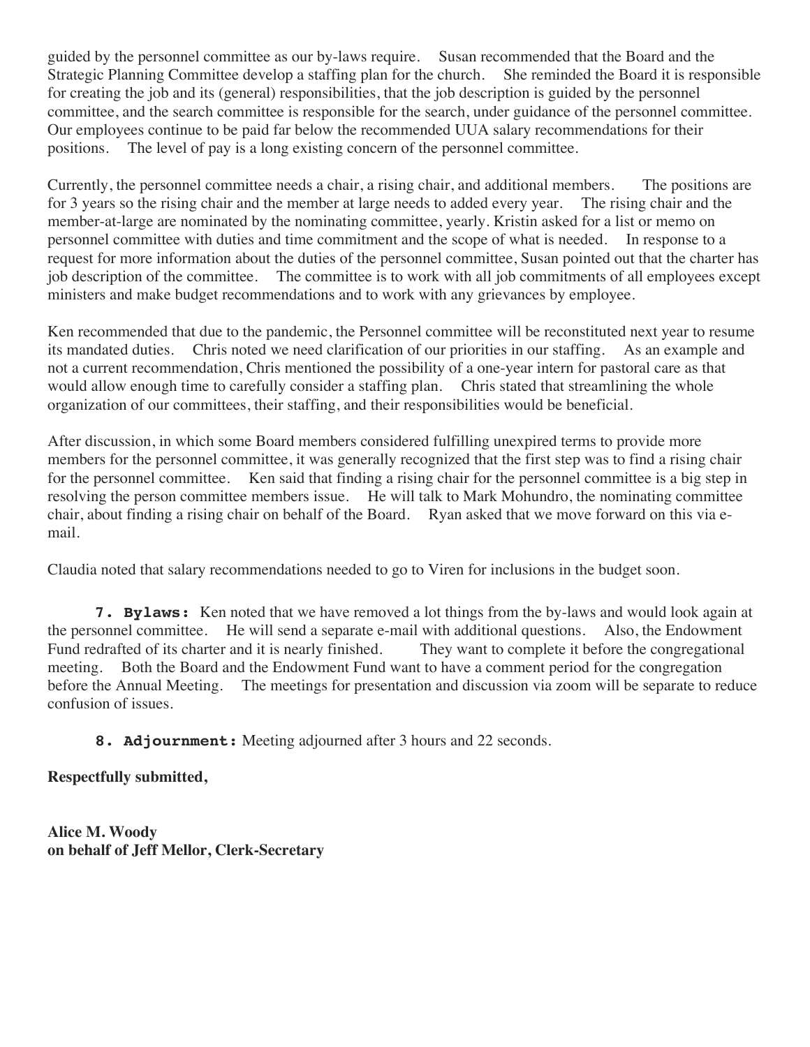guided by the personnel committee as our by-laws require. Susan recommended that the Board and the Strategic Planning Committee develop a staffing plan for the church. She reminded the Board it is responsible for creating the job and its (general) responsibilities, that the job description is guided by the personnel committee, and the search committee is responsible for the search, under guidance of the personnel committee. Our employees continue to be paid far below the recommended UUA salary recommendations for their positions. The level of pay is a long existing concern of the personnel committee.

Currently, the personnel committee needs a chair, a rising chair, and additional members. The positions are for 3 years so the rising chair and the member at large needs to added every year. The rising chair and the member-at-large are nominated by the nominating committee, yearly. Kristin asked for a list or memo on personnel committee with duties and time commitment and the scope of what is needed. In response to a request for more information about the duties of the personnel committee, Susan pointed out that the charter has job description of the committee. The committee is to work with all job commitments of all employees except ministers and make budget recommendations and to work with any grievances by employee.

Ken recommended that due to the pandemic, the Personnel committee will be reconstituted next year to resume its mandated duties. Chris noted we need clarification of our priorities in our staffing. As an example and not a current recommendation, Chris mentioned the possibility of a one-year intern for pastoral care as that would allow enough time to carefully consider a staffing plan. Chris stated that streamlining the whole organization of our committees, their staffing, and their responsibilities would be beneficial.

After discussion, in which some Board members considered fulfilling unexpired terms to provide more members for the personnel committee, it was generally recognized that the first step was to find a rising chair for the personnel committee. Ken said that finding a rising chair for the personnel committee is a big step in resolving the person committee members issue. He will talk to Mark Mohundro, the nominating committee chair, about finding a rising chair on behalf of the Board. Ryan asked that we move forward on this via e-mail.

Claudia noted that salary recommendations needed to go to Viren for inclusions in the budget soon.

**7. Bylaws:** Ken noted that we have removed a lot things from the by-laws and would look again at the personnel committee. He will send a separate e-mail with additional questions. Also, the Endowment Fund redrafted of its charter and it is nearly finished. They want to complete it before the congregational meeting. Both the Board and the Endowment Fund want to have a comment period for the congregation before the Annual Meeting. The meetings for presentation and discussion via zoom will be separate to reduce confusion of issues.

**8. Adjournment:** Meeting adjourned after 3 hours and 22 seconds.

**Respectfully submitted,**

**Alice M. Woody**
**on behalf of Jeff Mellor, Clerk-Secretary**